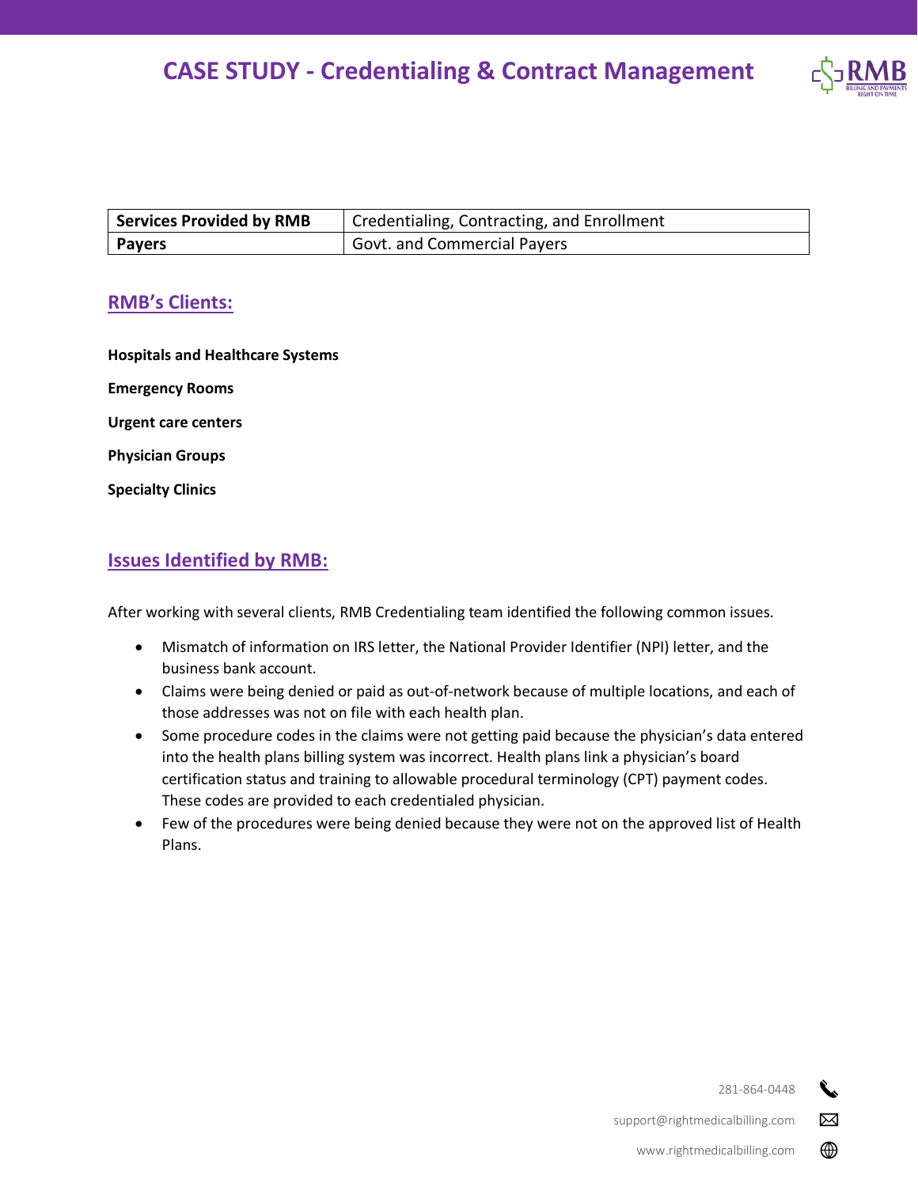# CASE STUDY - Credentialing & Contract Management

| **Services Provided by RMB** | Credentialing, Contracting, and Enrollment |
|---|---|
| **Payers** | Govt. and Commercial Payers |

## RMB's Clients:

**Hospitals and Healthcare Systems**

**Emergency Rooms**

**Urgent care centers**

**Physician Groups**

**Specialty Clinics**

## Issues Identified by RMB:

After working with several clients, RMB Credentialing team identified the following common issues.

- Mismatch of information on IRS letter, the National Provider Identifier (NPI) letter, and the business bank account.
- Claims were being denied or paid as out-of-network because of multiple locations, and each of those addresses was not on file with each health plan.
- Some procedure codes in the claims were not getting paid because the physician's data entered into the health plans billing system was incorrect. Health plans link a physician's board certification status and training to allowable procedural terminology (CPT) payment codes. These codes are provided to each credentialed physician.
- Few of the procedures were being denied because they were not on the approved list of Health Plans.

281-864-0448

support@rightmedicalbilling.com

www.rightmedicalbilling.com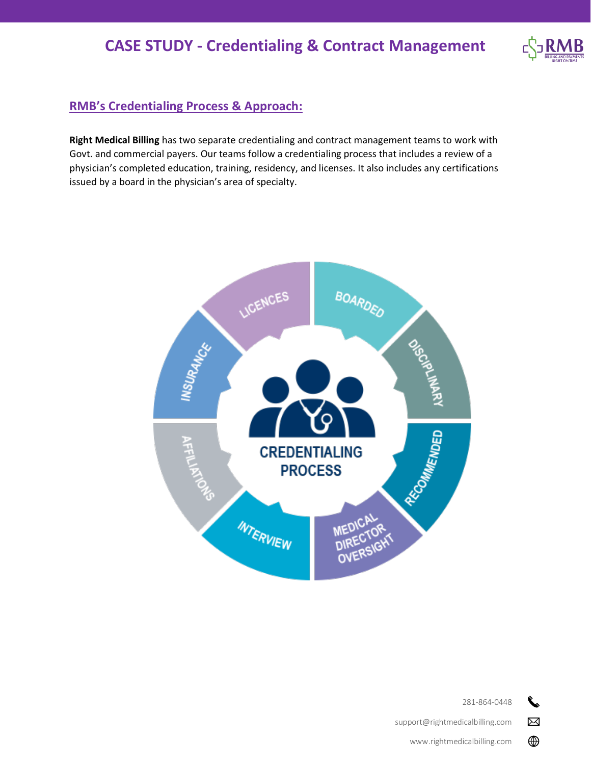# CASE STUDY - Credentialing & Contract Management

## RMB's Credentialing Process & Approach:

**Right Medical Billing** has two separate credentialing and contract management teams to work with Govt. and commercial payers. Our teams follow a credentialing process that includes a review of a physician's completed education, training, residency, and licenses. It also includes any certifications issued by a board in the physician's area of specialty.

CREDENTIALING PROCESS

- LICENCES
- BOARDED
- DISCIPLINARY
- RECOMMENDED
- MEDICAL DIRECTOR OVERSIGHT
- INTERVIEW
- AFFILIATIONS
- INSURANCE

281-864-0448

support@rightmedicalbilling.com

www.rightmedicalbilling.com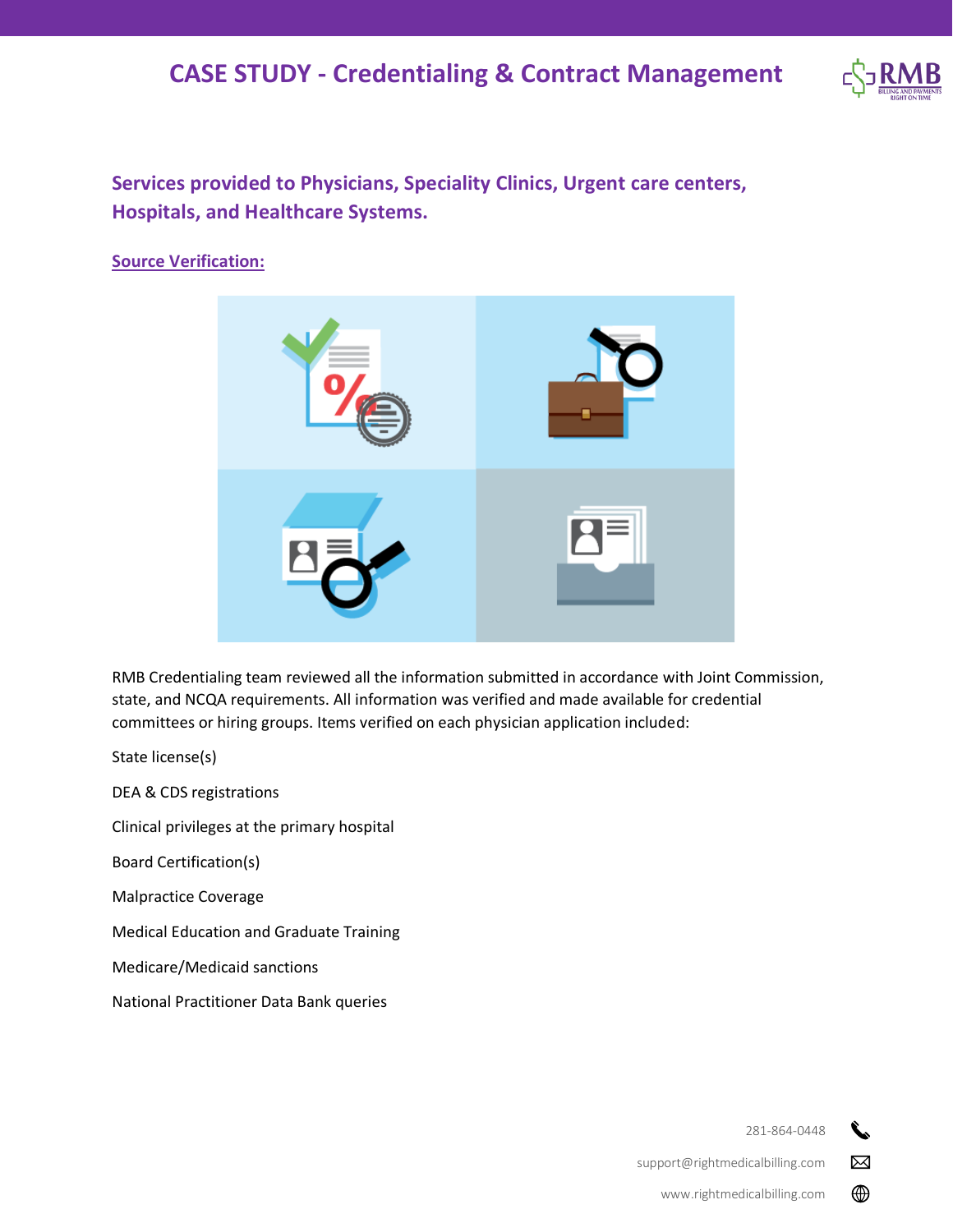# CASE STUDY - Credentialing & Contract Management

## Services provided to Physicians, Speciality Clinics, Urgent care centers, Hospitals, and Healthcare Systems.

### Source Verification:

RMB Credentialing team reviewed all the information submitted in accordance with Joint Commission, state, and NCQA requirements. All information was verified and made available for credential committees or hiring groups. Items verified on each physician application included:

State license(s)

DEA & CDS registrations

Clinical privileges at the primary hospital

Board Certification(s)

Malpractice Coverage

Medical Education and Graduate Training

Medicare/Medicaid sanctions

National Practitioner Data Bank queries

281-864-0448

support@rightmedicalbilling.com

www.rightmedicalbilling.com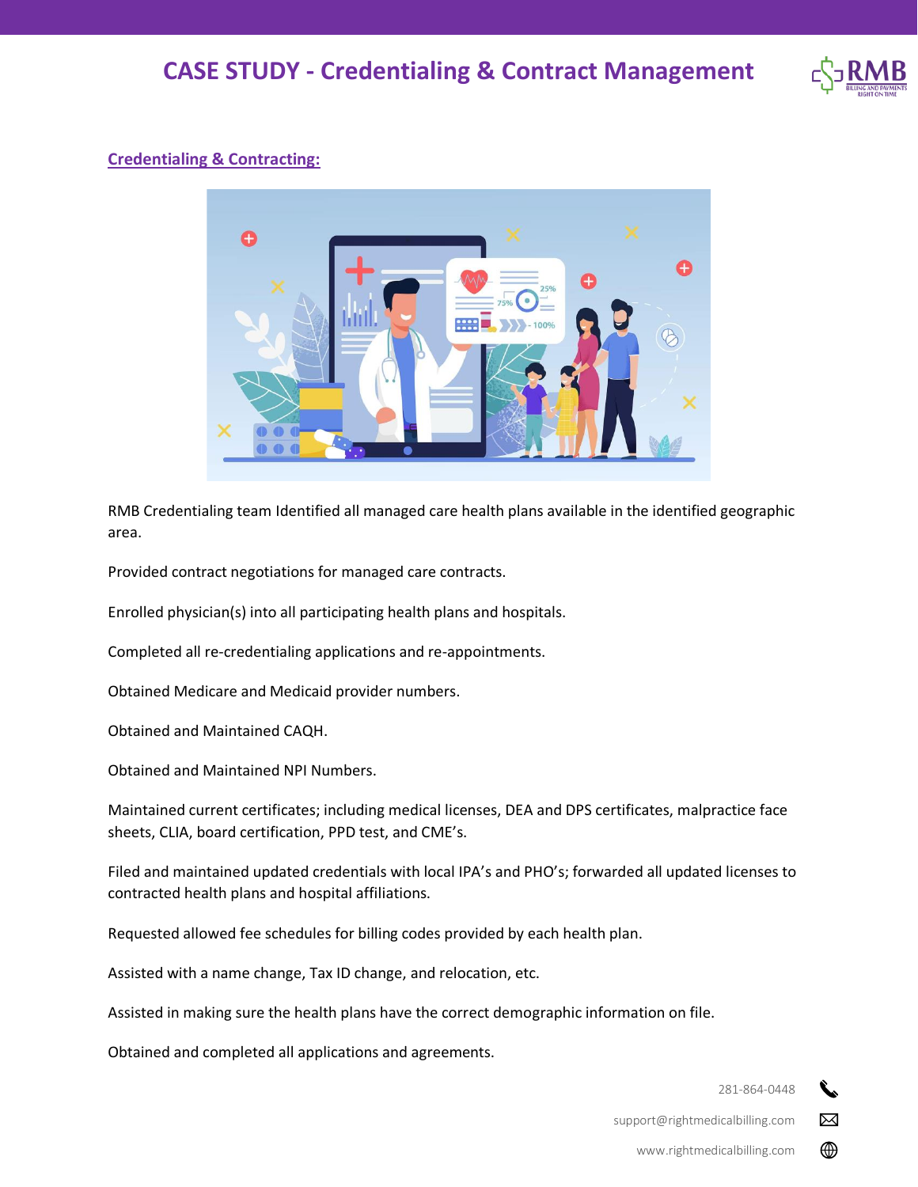# CASE STUDY - Credentialing & Contract Management

## Credentialing & Contracting:

RMB Credentialing team Identified all managed care health plans available in the identified geographic area.

Provided contract negotiations for managed care contracts.

Enrolled physician(s) into all participating health plans and hospitals.

Completed all re-credentialing applications and re-appointments.

Obtained Medicare and Medicaid provider numbers.

Obtained and Maintained CAQH.

Obtained and Maintained NPI Numbers.

Maintained current certificates; including medical licenses, DEA and DPS certificates, malpractice face sheets, CLIA, board certification, PPD test, and CME's.

Filed and maintained updated credentials with local IPA's and PHO's; forwarded all updated licenses to contracted health plans and hospital affiliations.

Requested allowed fee schedules for billing codes provided by each health plan.

Assisted with a name change, Tax ID change, and relocation, etc.

Assisted in making sure the health plans have the correct demographic information on file.

Obtained and completed all applications and agreements.

281-864-0448

support@rightmedicalbilling.com

www.rightmedicalbilling.com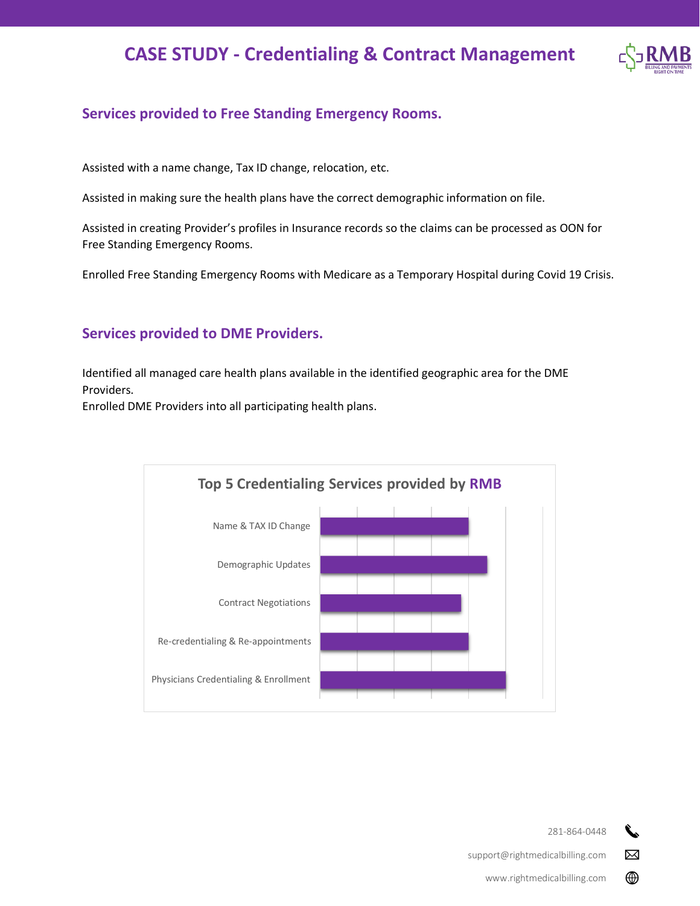# CASE STUDY - Credentialing & Contract Management

## Services provided to Free Standing Emergency Rooms.

Assisted with a name change, Tax ID change, relocation, etc.

Assisted in making sure the health plans have the correct demographic information on file.

Assisted in creating Provider's profiles in Insurance records so the claims can be processed as OON for Free Standing Emergency Rooms.

Enrolled Free Standing Emergency Rooms with Medicare as a Temporary Hospital during Covid 19 Crisis.

## Services provided to DME Providers.

Identified all managed care health plans available in the identified geographic area for the DME Providers.
Enrolled DME Providers into all participating health plans.

**Top 5 Credentialing Services provided by RMB**

- Name & TAX ID Change
- Demographic Updates
- Contract Negotiations
- Re-credentialing & Re-appointments
- Physicians Credentialing & Enrollment

281-864-0448

support@rightmedicalbilling.com

www.rightmedicalbilling.com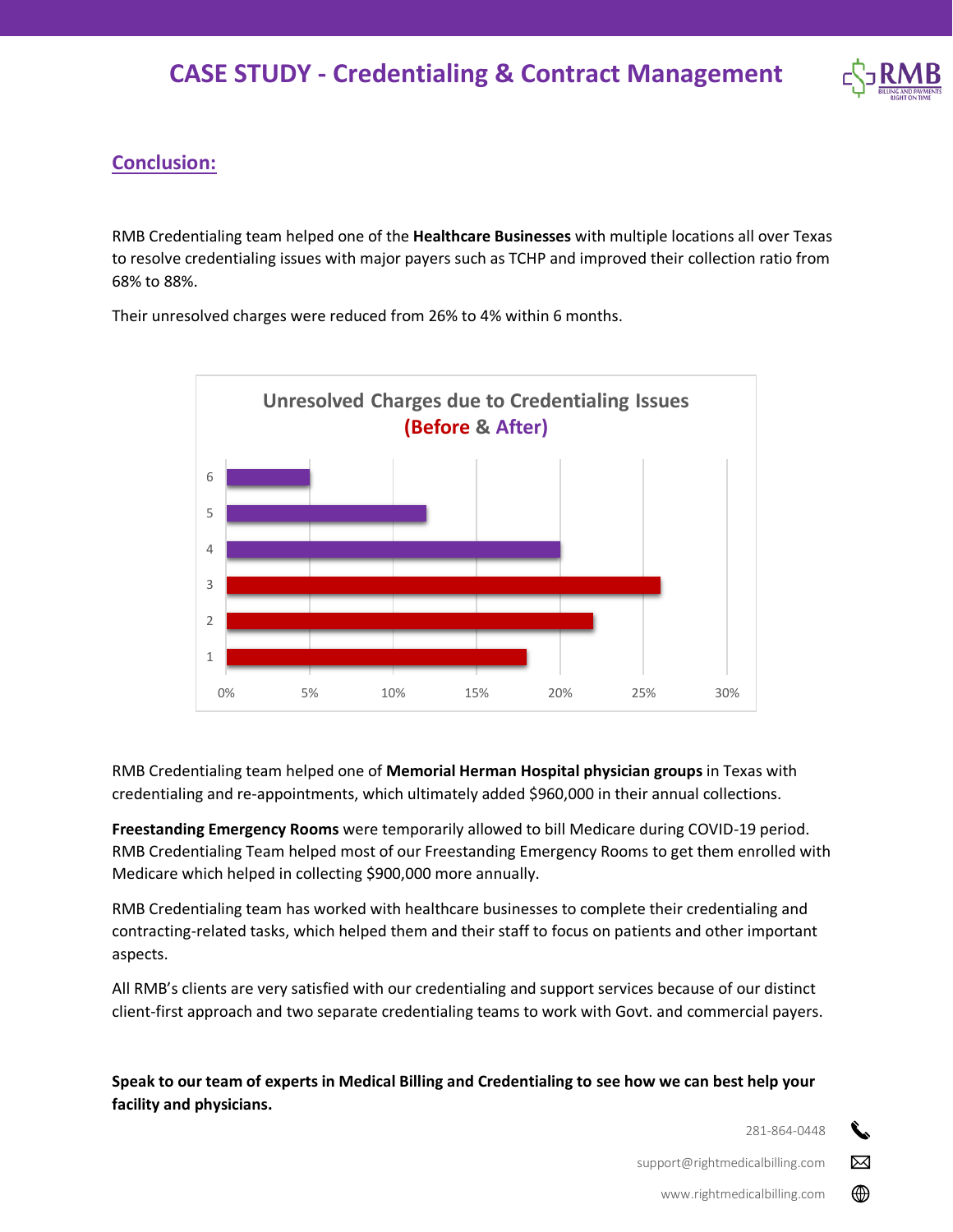# CASE STUDY - Credentialing & Contract Management

## Conclusion:

RMB Credentialing team helped one of the **Healthcare Businesses** with multiple locations all over Texas to resolve credentialing issues with major payers such as TCHP and improved their collection ratio from 68% to 88%.

Their unresolved charges were reduced from 26% to 4% within 6 months.

Unresolved Charges due to Credentialing Issues
(Before & After)

6
5
4
3
2
1

0% 5% 10% 15% 20% 25% 30%

RMB Credentialing team helped one of **Memorial Herman Hospital physician groups** in Texas with credentialing and re-appointments, which ultimately added $960,000 in their annual collections.

**Freestanding Emergency Rooms** were temporarily allowed to bill Medicare during COVID-19 period. RMB Credentialing Team helped most of our Freestanding Emergency Rooms to get them enrolled with Medicare which helped in collecting $900,000 more annually.

RMB Credentialing team has worked with healthcare businesses to complete their credentialing and contracting-related tasks, which helped them and their staff to focus on patients and other important aspects.

All RMB's clients are very satisfied with our credentialing and support services because of our distinct client-first approach and two separate credentialing teams to work with Govt. and commercial payers.

**Speak to our team of experts in Medical Billing and Credentialing to see how we can best help your facility and physicians.**

281-864-0448

support@rightmedicalbilling.com

www.rightmedicalbilling.com